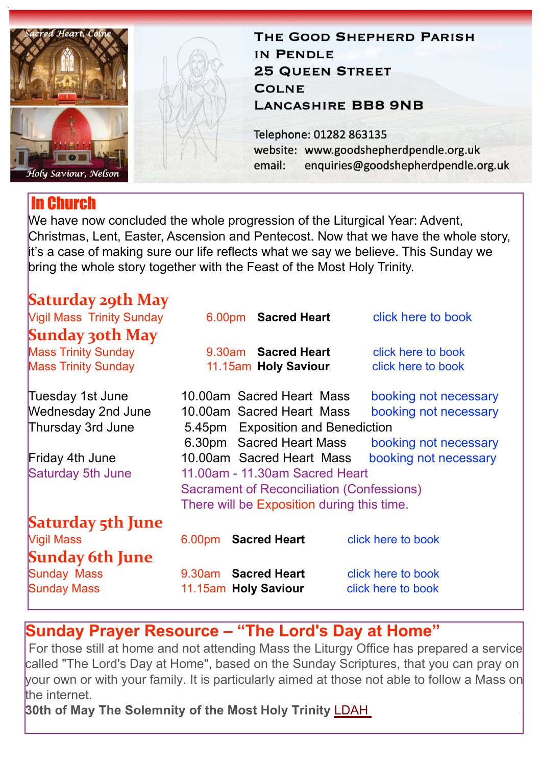Sacred Heart, Colne

Holy Saviour, Nelson

# The Good Shepherd Parish in Pendle

25 Queen Street
Colne
Lancashire BB8 9NB

Telephone: 01282 863135
website: www.goodshepherdpendle.org.uk
email: enquiries@goodshepherdpendle.org.uk

## In Church

We have now concluded the whole progression of the Liturgical Year: Advent, Christmas, Lent, Easter, Ascension and Pentecost. Now that we have the whole story, it's a case of making sure our life reflects what we say we believe. This Sunday we bring the whole story together with the Feast of the Most Holy Trinity.

### Saturday 29th May

| | | | |
|---|---|---|---|
| Vigil Mass Trinity Sunday | 6.00pm | **Sacred Heart** | click here to book |

### Sunday 30th May

| | | | |
|---|---|---|---|
| Mass Trinity Sunday | 9.30am | **Sacred Heart** | click here to book |
| Mass Trinity Sunday | 11.15am | **Holy Saviour** | click here to book |

| | | |
|---|---|---|
| Tuesday 1st June | 10.00am Sacred Heart Mass | booking not necessary |
| Wednesday 2nd June | 10.00am Sacred Heart Mass | booking not necessary |
| Thursday 3rd June | 5.45pm Exposition and Benediction | |
| | 6.30pm Sacred Heart Mass | booking not necessary |
| Friday 4th June | 10.00am Sacred Heart Mass | booking not necessary |
| Saturday 5th June | 11.00am - 11.30am Sacred Heart Sacrament of Reconciliation (Confessions) There will be Exposition during this time. | |

### Saturday 5th June

| | | | |
|---|---|---|---|
| Vigil Mass | 6.00pm | **Sacred Heart** | click here to book |

### Sunday 6th June

| | | | |
|---|---|---|---|
| Sunday Mass | 9.30am | **Sacred Heart** | click here to book |
| Sunday Mass | 11.15am | **Holy Saviour** | click here to book |

## Sunday Prayer Resource – "The Lord's Day at Home"

For those still at home and not attending Mass the Liturgy Office has prepared a service called "The Lord's Day at Home", based on the Sunday Scriptures, that you can pray on your own or with your family. It is particularly aimed at those not able to follow a Mass on the internet.

**30th of May The Solemnity of the Most Holy Trinity** LDAH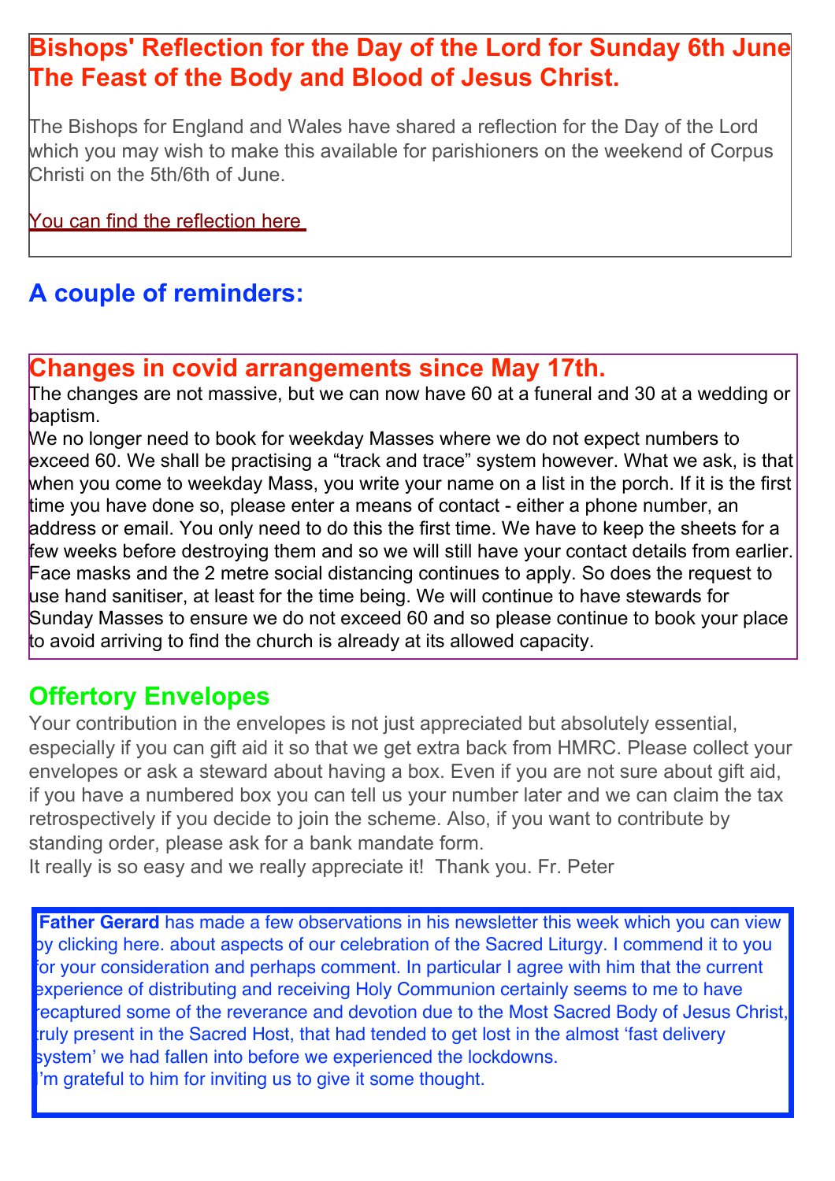## Bishops' Reflection for the Day of the Lord for Sunday 6th June The Feast of the Body and Blood of Jesus Christ.

The Bishops for England and Wales have shared a reflection for the Day of the Lord which you may wish to make this available for parishioners on the weekend of Corpus Christi on the 5th/6th of June.

You can find the reflection here

## A couple of reminders:

## Changes in covid arrangements since May 17th.

The changes are not massive, but we can now have 60 at a funeral and 30 at a wedding or baptism.

We no longer need to book for weekday Masses where we do not expect numbers to exceed 60. We shall be practising a "track and trace" system however. What we ask, is that when you come to weekday Mass, you write your name on a list in the porch. If it is the first time you have done so, please enter a means of contact - either a phone number, an address or email. You only need to do this the first time. We have to keep the sheets for a few weeks before destroying them and so we will still have your contact details from earlier. Face masks and the 2 metre social distancing continues to apply. So does the request to use hand sanitiser, at least for the time being. We will continue to have stewards for Sunday Masses to ensure we do not exceed 60 and so please continue to book your place to avoid arriving to find the church is already at its allowed capacity.

## Offertory Envelopes

Your contribution in the envelopes is not just appreciated but absolutely essential, especially if you can gift aid it so that we get extra back from HMRC. Please collect your envelopes or ask a steward about having a box. Even if you are not sure about gift aid, if you have a numbered box you can tell us your number later and we can claim the tax retrospectively if you decide to join the scheme. Also, if you want to contribute by standing order, please ask for a bank mandate form.

It really is so easy and we really appreciate it! Thank you. Fr. Peter

**Father Gerard** has made a few observations in his newsletter this week which you can view by clicking here. about aspects of our celebration of the Sacred Liturgy. I commend it to you for your consideration and perhaps comment. In particular I agree with him that the current experience of distributing and receiving Holy Communion certainly seems to me to have recaptured some of the reverance and devotion due to the Most Sacred Body of Jesus Christ, truly present in the Sacred Host, that had tended to get lost in the almost 'fast delivery system' we had fallen into before we experienced the lockdowns.

I'm grateful to him for inviting us to give it some thought.